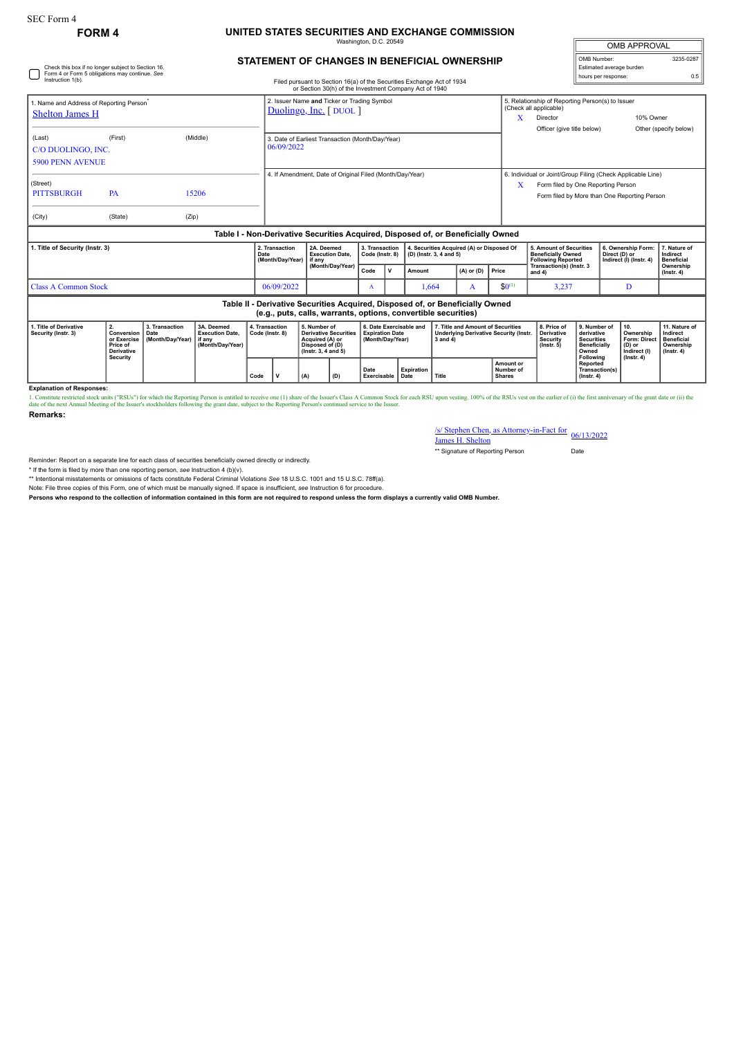SEC Form 4

**FORM 4**

# UNITED STATES SECURITIES AND EXCHANGE COMMISSION

Washington, D.C. 20549

## STATEMENT OF CHANGES IN BENEFICIAL OWNERSHIP

Filed pursuant to Section 16(a) of the Securities Exchange Act of 1934 or Section 30(h) of the Investment Company Act of 1940

| OMB APPROVAL | |
|---|---|
| OMB Number: | 3235-0287 |
| Estimated average burden | |
| hours per response: | 0.5 |

☐ Check this box if no longer subject to Section 16. Form 4 or Form 5 obligations may continue. *See* Instruction 1(b).

1. Name and Address of Reporting Person*
Shelton James H

(Last) (First) (Middle)
C/O DUOLINGO, INC.
5900 PENN AVENUE

(Street)
PITTSBURGH PA 15206

(City) (State) (Zip)

2. Issuer Name **and** Ticker or Trading Symbol
Duolingo, Inc. [ DUOL ]

3. Date of Earliest Transaction (Month/Day/Year)
06/09/2022

4. If Amendment, Date of Original Filed (Month/Day/Year)

5. Relationship of Reporting Person(s) to Issuer (Check all applicable)
X Director
10% Owner
Officer (give title below)
Other (specify below)

6. Individual or Joint/Group Filing (Check Applicable Line)
X Form filed by One Reporting Person
Form filed by More than One Reporting Person

### Table I - Non-Derivative Securities Acquired, Disposed of, or Beneficially Owned

| 1. Title of Security (Instr. 3) | 2. Transaction Date (Month/Day/Year) | 2A. Deemed Execution Date, if any (Month/Day/Year) | 3. Transaction Code (Instr. 8) | | 4. Securities Acquired (A) or Disposed Of (D) (Instr. 3, 4 and 5) | | | 5. Amount of Securities Beneficially Owned Following Reported Transaction(s) (Instr. 3 and 4) | 6. Ownership Form: Direct (D) or Indirect (I) (Instr. 4) | 7. Nature of Indirect Beneficial Ownership (Instr. 4) |
|---|---|---|---|---|---|---|---|---|---|---|
| | | | Code | V | Amount | (A) or (D) | Price | | | |
| Class A Common Stock | 06/09/2022 | | A | | 1,664 | A | $0[1] | 3,237 | D | |

### Table II - Derivative Securities Acquired, Disposed of, or Beneficially Owned (e.g., puts, calls, warrants, options, convertible securities)

| 1. Title of Derivative Security (Instr. 3) | 2. Conversion or Exercise Price of Derivative Security | 3. Transaction Date (Month/Day/Year) | 3A. Deemed Execution Date, if any (Month/Day/Year) | 4. Transaction Code (Instr. 8) | | 5. Number of Derivative Securities Acquired (A) or Disposed of (D) (Instr. 3, 4 and 5) | | 6. Date Exercisable and Expiration Date (Month/Day/Year) | | 7. Title and Amount of Securities Underlying Derivative Security (Instr. 3 and 4) | | 8. Price of Derivative Security (Instr. 5) | 9. Number of derivative Securities Beneficially Owned Following Reported Transaction(s) (Instr. 4) | 10. Ownership Form: Direct (D) or Indirect (I) (Instr. 4) | 11. Nature of Indirect Beneficial Ownership (Instr. 4) |
|---|---|---|---|---|---|---|---|---|---|---|---|---|---|---|---|
| | | | | Code | V | (A) | (D) | Date Exercisable | Expiration Date | Title | Amount or Number of Shares | | | | |

**Explanation of Responses:**

1. Constitute restricted stock units ("RSUs") for which the Reporting Person is entitled to receive one (1) share of the Issuer's Class A Common Stock for each RSU upon vesting. 100% of the RSUs vest on the earlier of (i) the first anniversary of the grant date or (ii) the date of the next Annual Meeting of the Issuer's stockholders following the grant date, subject to the Reporting Person's continued service to the Issuer.

**Remarks:**

/s/ Stephen Chen, as Attorney-in-Fact for James H. Shelton — 06/13/2022

** Signature of Reporting Person — Date

Reminder: Report on a separate line for each class of securities beneficially owned directly or indirectly.

* If the form is filed by more than one reporting person, *see* Instruction 4 (b)(v).

** Intentional misstatements or omissions of facts constitute Federal Criminal Violations *See* 18 U.S.C. 1001 and 15 U.S.C. 78ff(a).

Note: File three copies of this Form, one of which must be manually signed. If space is insufficient, *see* Instruction 6 for procedure.

**Persons who respond to the collection of information contained in this form are not required to respond unless the form displays a currently valid OMB Number.**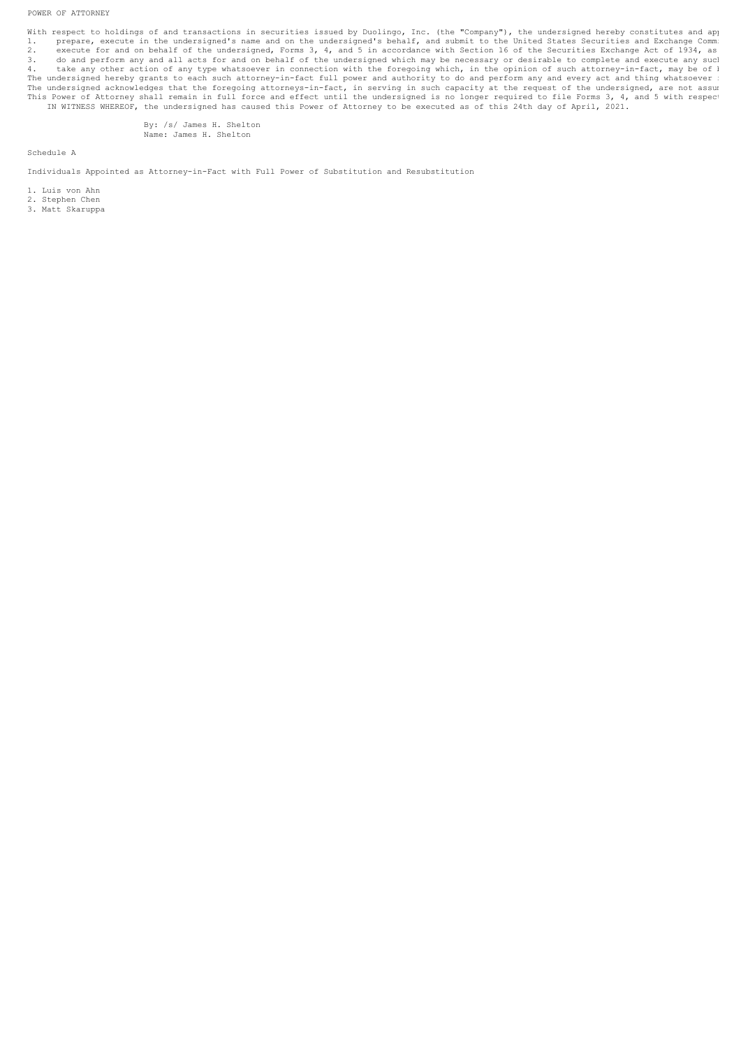POWER OF ATTORNEY

With respect to holdings of and transactions in securities issued by Duolingo, Inc. (the "Company"), the undersigned hereby constitutes and app

1. prepare, execute in the undersigned's name and on the undersigned's behalf, and submit to the United States Securities and Exchange Comm:
2. execute for and on behalf of the undersigned, Forms 3, 4, and 5 in accordance with Section 16 of the Securities Exchange Act of 1934, as
3. do and perform any and all acts for and on behalf of the undersigned which may be necessary or desirable to complete and execute any such
4. take any other action of any type whatsoever in connection with the foregoing which, in the opinion of such attorney-in-fact, may be of b

The undersigned hereby grants to each such attorney-in-fact full power and authority to do and perform any and every act and thing whatsoever :

The undersigned acknowledges that the foregoing attorneys-in-fact, in serving in such capacity at the request of the undersigned, are not assur

This Power of Attorney shall remain in full force and effect until the undersigned is no longer required to file Forms 3, 4, and 5 with respect

IN WITNESS WHEREOF, the undersigned has caused this Power of Attorney to be executed as of this 24th day of April, 2021.

By: /s/ James H. Shelton
Name: James H. Shelton

Schedule A

Individuals Appointed as Attorney-in-Fact with Full Power of Substitution and Resubstitution

1. Luis von Ahn
2. Stephen Chen
3. Matt Skaruppa